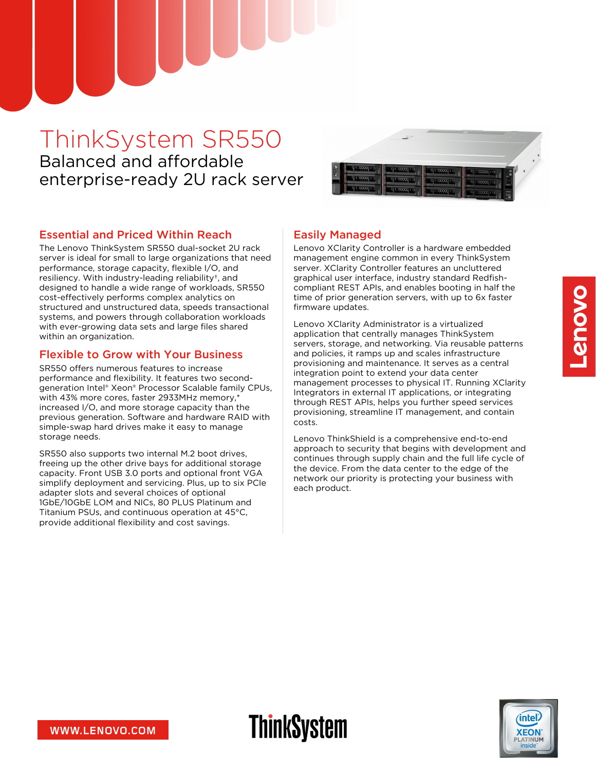# ThinkSystem SR550

Balanced and affordable enterprise-ready 2U rack server

## Essential and Priced Within Reach

The Lenovo ThinkSystem SR550 dual-socket 2U rack server is ideal for small to large organizations that need performance, storage capacity, flexible I/O, and resiliency. With industry-leading reliability†, and designed to handle a wide range of workloads, SR550 cost-effectively performs complex analytics on structured and unstructured data, speeds transactional systems, and powers through collaboration workloads with ever-growing data sets and large files shared within an organization.

## Flexible to Grow with Your Business

SR550 offers numerous features to increase performance and flexibility. It features two second-generation Intel® Xeon® Processor Scalable family CPUs, with 43% more cores, faster 2933MHz memory,* increased I/O, and more storage capacity than the previous generation. Software and hardware RAID with simple-swap hard drives make it easy to manage storage needs.

SR550 also supports two internal M.2 boot drives, freeing up the other drive bays for additional storage capacity. Front USB 3.0 ports and optional front VGA simplify deployment and servicing. Plus, up to six PCIe adapter slots and several choices of optional 1GbE/10GbE LOM and NICs, 80 PLUS Platinum and Titanium PSUs, and continuous operation at 45°C, provide additional flexibility and cost savings.

## Easily Managed

Lenovo XClarity Controller is a hardware embedded management engine common in every ThinkSystem server. XClarity Controller features an uncluttered graphical user interface, industry standard Redfish-compliant REST APIs, and enables booting in half the time of prior generation servers, with up to 6x faster firmware updates.

Lenovo XClarity Administrator is a virtualized application that centrally manages ThinkSystem servers, storage, and networking. Via reusable patterns and policies, it ramps up and scales infrastructure provisioning and maintenance. It serves as a central integration point to extend your data center management processes to physical IT. Running XClarity Integrators in external IT applications, or integrating through REST APIs, helps you further speed services provisioning, streamline IT management, and contain costs.

Lenovo ThinkShield is a comprehensive end-to-end approach to security that begins with development and continues through supply chain and the full life cycle of the device. From the data center to the edge of the network our priority is protecting your business with each product.

WWW.LENOVO.COM

ThinkSystem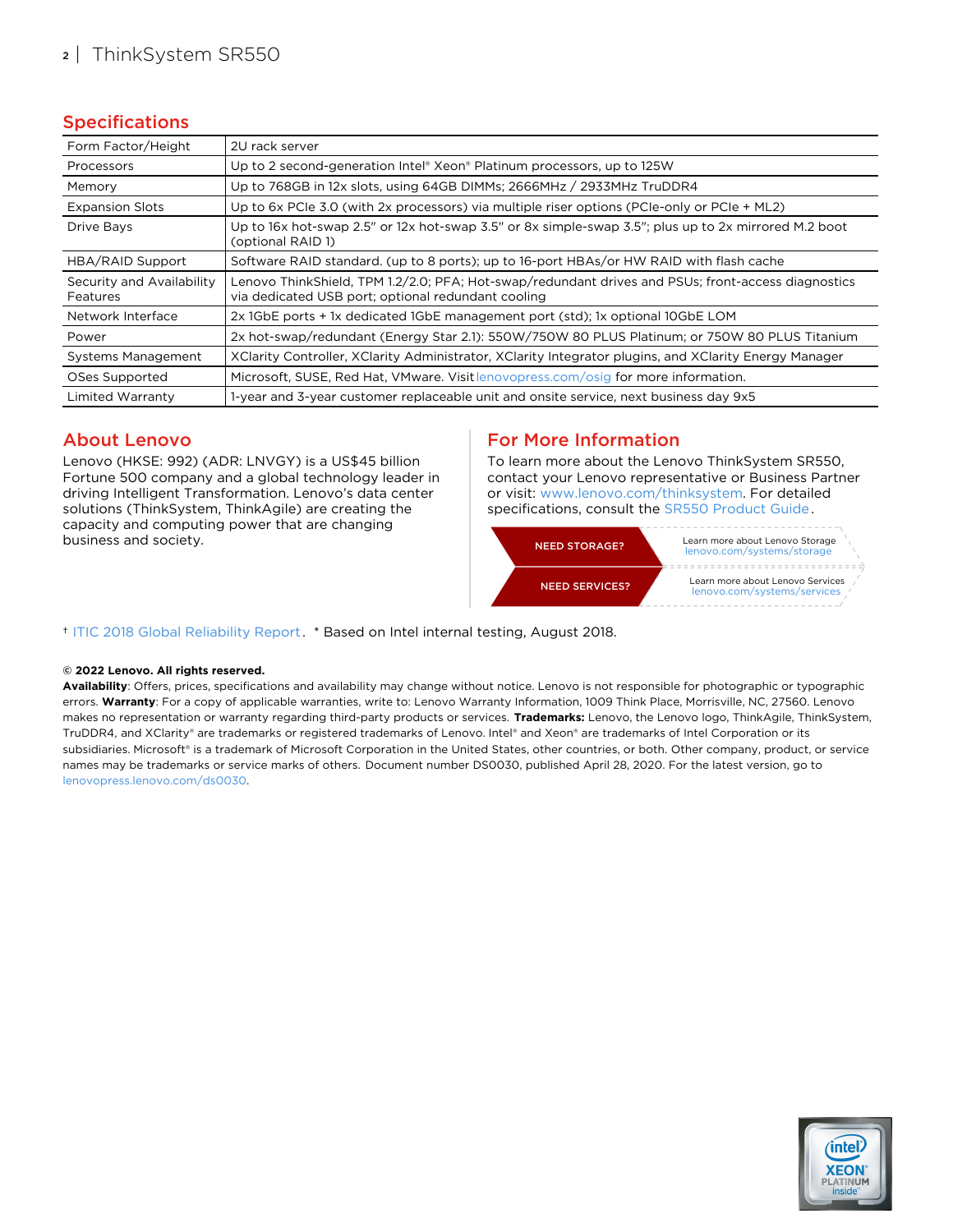## Specifications

| | |
|---|---|
| Form Factor/Height | 2U rack server |
| Processors | Up to 2 second-generation Intel® Xeon® Platinum processors, up to 125W |
| Memory | Up to 768GB in 12x slots, using 64GB DIMMs; 2666MHz / 2933MHz TruDDR4 |
| Expansion Slots | Up to 6x PCIe 3.0 (with 2x processors) via multiple riser options (PCIe-only or PCIe + ML2) |
| Drive Bays | Up to 16x hot-swap 2.5" or 12x hot-swap 3.5" or 8x simple-swap 3.5"; plus up to 2x mirrored M.2 boot (optional RAID 1) |
| HBA/RAID Support | Software RAID standard. (up to 8 ports); up to 16-port HBAs/or HW RAID with flash cache |
| Security and Availability Features | Lenovo ThinkShield, TPM 1.2/2.0; PFA; Hot-swap/redundant drives and PSUs; front-access diagnostics via dedicated USB port; optional redundant cooling |
| Network Interface | 2x 1GbE ports + 1x dedicated 1GbE management port (std); 1x optional 10GbE LOM |
| Power | 2x hot-swap/redundant (Energy Star 2.1): 550W/750W 80 PLUS Platinum; or 750W 80 PLUS Titanium |
| Systems Management | XClarity Controller, XClarity Administrator, XClarity Integrator plugins, and XClarity Energy Manager |
| OSes Supported | Microsoft, SUSE, Red Hat, VMware. Visit lenovopress.com/osig for more information. |
| Limited Warranty | 1-year and 3-year customer replaceable unit and onsite service, next business day 9x5 |

## About Lenovo

Lenovo (HKSE: 992) (ADR: LNVGY) is a US$45 billion Fortune 500 company and a global technology leader in driving Intelligent Transformation. Lenovo's data center solutions (ThinkSystem, ThinkAgile) are creating the capacity and computing power that are changing business and society.

## For More Information

To learn more about the Lenovo ThinkSystem SR550, contact your Lenovo representative or Business Partner or visit: www.lenovo.com/thinksystem. For detailed specifications, consult the SR550 Product Guide.

**NEED STORAGE?** Learn more about Lenovo Storage lenovo.com/systems/storage

**NEED SERVICES?** Learn more about Lenovo Services lenovo.com/systems/services

† ITIC 2018 Global Reliability Report. * Based on Intel internal testing, August 2018.

**© 2022 Lenovo. All rights reserved.**

**Availability**: Offers, prices, specifications and availability may change without notice. Lenovo is not responsible for photographic or typographic errors. **Warranty**: For a copy of applicable warranties, write to: Lenovo Warranty Information, 1009 Think Place, Morrisville, NC, 27560. Lenovo makes no representation or warranty regarding third-party products or services. **Trademarks:** Lenovo, the Lenovo logo, ThinkAgile, ThinkSystem, TruDDR4, and XClarity® are trademarks or registered trademarks of Lenovo. Intel® and Xeon® are trademarks of Intel Corporation or its subsidiaries. Microsoft® is a trademark of Microsoft Corporation in the United States, other countries, or both. Other company, product, or service names may be trademarks or service marks of others. Document number DS0030, published April 28, 2020. For the latest version, go to lenovopress.lenovo.com/ds0030.

intel XEON PLATINUM inside